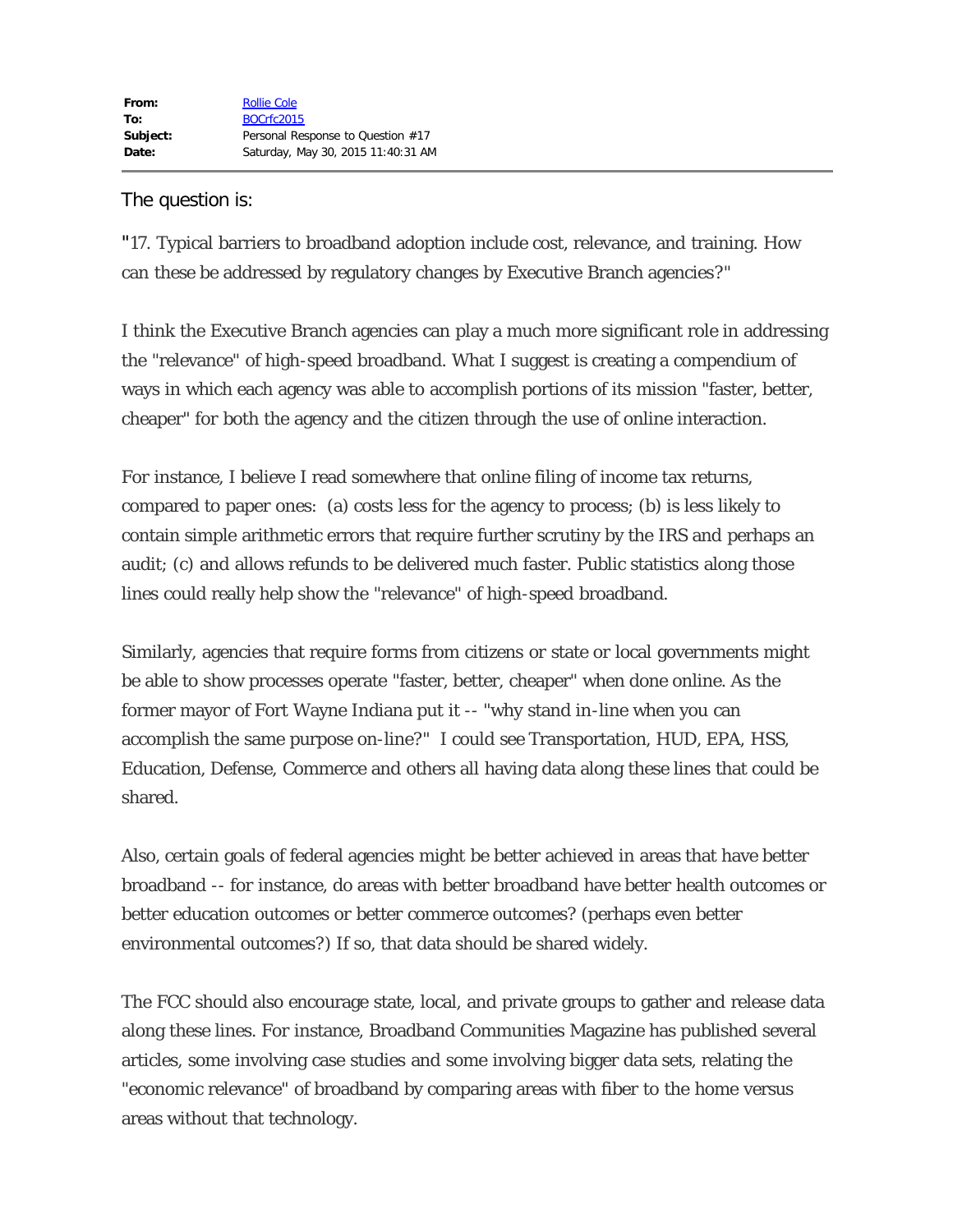| | |
|---|---|
| **From:** | Rollie Cole |
| **To:** | BOCrfc2015 |
| **Subject:** | Personal Response to Question #17 |
| **Date:** | Saturday, May 30, 2015 11:40:31 AM |

The question is:

"17. Typical barriers to broadband adoption include cost, relevance, and training. How can these be addressed by regulatory changes by Executive Branch agencies?"

I think the Executive Branch agencies can play a much more significant role in addressing the "relevance" of high-speed broadband. What I suggest is creating a compendium of ways in which each agency was able to accomplish portions of its mission "faster, better, cheaper" for both the agency and the citizen through the use of online interaction.

For instance, I believe I read somewhere that online filing of income tax returns, compared to paper ones: (a) costs less for the agency to process; (b) is less likely to contain simple arithmetic errors that require further scrutiny by the IRS and perhaps an audit; (c) and allows refunds to be delivered much faster. Public statistics along those lines could really help show the "relevance" of high-speed broadband.

Similarly, agencies that require forms from citizens or state or local governments might be able to show processes operate "faster, better, cheaper" when done online. As the former mayor of Fort Wayne Indiana put it -- "why stand in-line when you can accomplish the same purpose on-line?" I could see Transportation, HUD, EPA, HSS, Education, Defense, Commerce and others all having data along these lines that could be shared.

Also, certain goals of federal agencies might be better achieved in areas that have better broadband -- for instance, do areas with better broadband have better health outcomes or better education outcomes or better commerce outcomes? (perhaps even better environmental outcomes?) If so, that data should be shared widely.

The FCC should also encourage state, local, and private groups to gather and release data along these lines. For instance, Broadband Communities Magazine has published several articles, some involving case studies and some involving bigger data sets, relating the "economic relevance" of broadband by comparing areas with fiber to the home versus areas without that technology.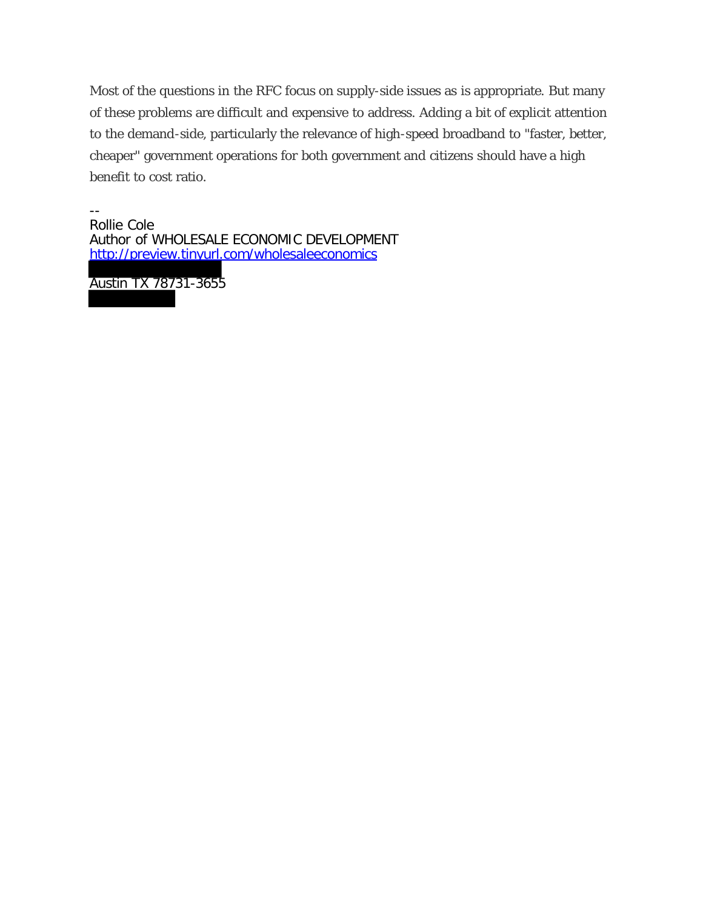Most of the questions in the RFC focus on supply-side issues as is appropriate. But many of these problems are difficult and expensive to address. Adding a bit of explicit attention to the demand-side, particularly the relevance of high-speed broadband to "faster, better, cheaper" government operations for both government and citizens should have a high benefit to cost ratio.

--
Rollie Cole
Author of WHOLESALE ECONOMIC DEVELOPMENT
http://preview.tinyurl.com/wholesaleeconomics

Austin TX 78731-3655